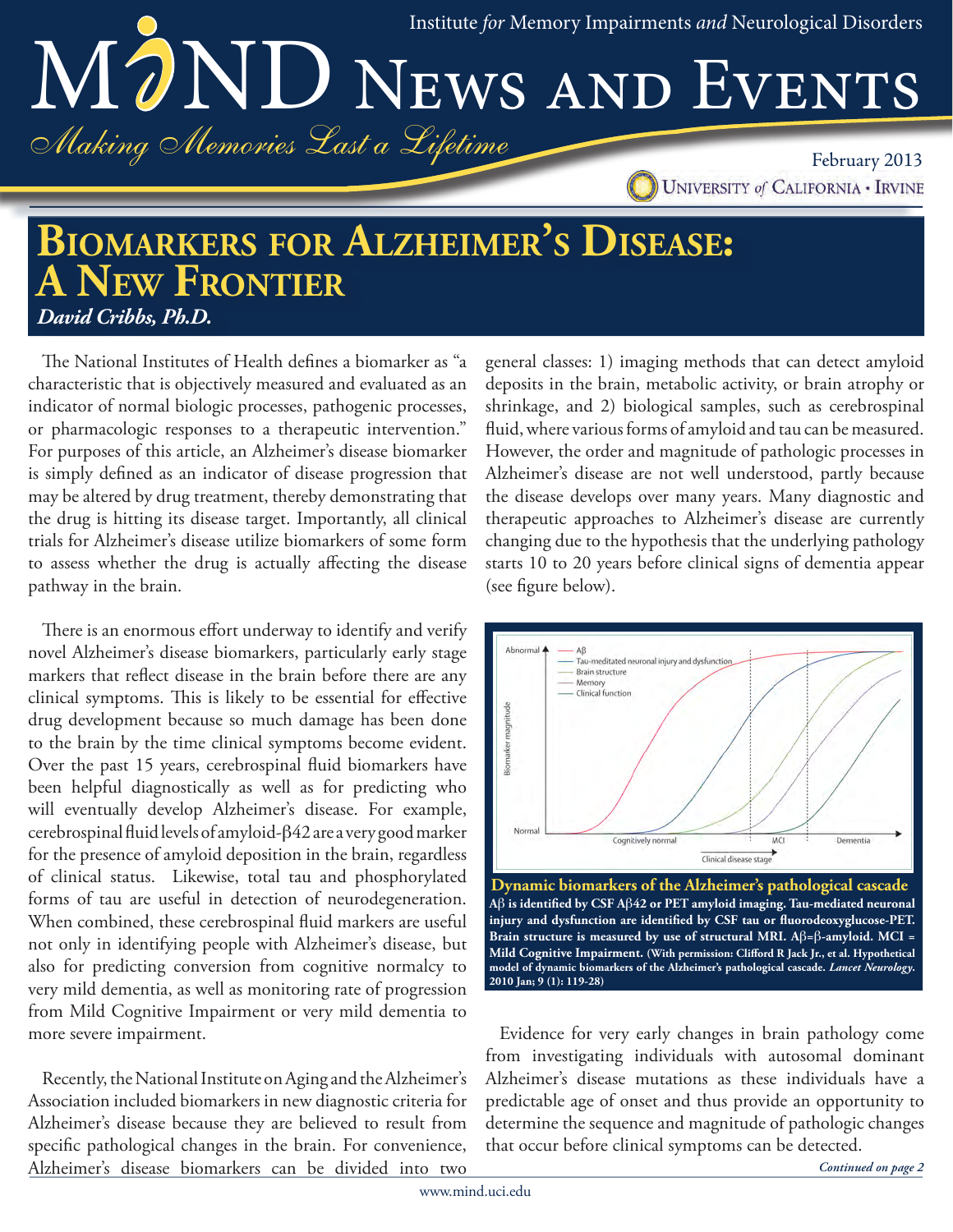Institute *for* Memory Impairments *and* Neurological Disorders

# MIND News and Events

*Making Memories Last a Lifetime*

February 2013

University *of* California • Irvine

## Biomarkers for Alzheimer's Disease: A New Frontier

***David Cribbs, Ph.D.***

The National Institutes of Health defines a biomarker as "a characteristic that is objectively measured and evaluated as an indicator of normal biologic processes, pathogenic processes, or pharmacologic responses to a therapeutic intervention." For purposes of this article, an Alzheimer's disease biomarker is simply defined as an indicator of disease progression that may be altered by drug treatment, thereby demonstrating that the drug is hitting its disease target. Importantly, all clinical trials for Alzheimer's disease utilize biomarkers of some form to assess whether the drug is actually affecting the disease pathway in the brain.

There is an enormous effort underway to identify and verify novel Alzheimer's disease biomarkers, particularly early stage markers that reflect disease in the brain before there are any clinical symptoms. This is likely to be essential for effective drug development because so much damage has been done to the brain by the time clinical symptoms become evident. Over the past 15 years, cerebrospinal fluid biomarkers have been helpful diagnostically as well as for predicting who will eventually develop Alzheimer's disease. For example, cerebrospinal fluid levels of amyloid-β42 are a very good marker for the presence of amyloid deposition in the brain, regardless of clinical status. Likewise, total tau and phosphorylated forms of tau are useful in detection of neurodegeneration. When combined, these cerebrospinal fluid markers are useful not only in identifying people with Alzheimer's disease, but also for predicting conversion from cognitive normalcy to very mild dementia, as well as monitoring rate of progression from Mild Cognitive Impairment or very mild dementia to more severe impairment.

Recently, the National Institute on Aging and the Alzheimer's Association included biomarkers in new diagnostic criteria for Alzheimer's disease because they are believed to result from specific pathological changes in the brain. For convenience, Alzheimer's disease biomarkers can be divided into two general classes: 1) imaging methods that can detect amyloid deposits in the brain, metabolic activity, or brain atrophy or shrinkage, and 2) biological samples, such as cerebrospinal fluid, where various forms of amyloid and tau can be measured. However, the order and magnitude of pathologic processes in Alzheimer's disease are not well understood, partly because the disease develops over many years. Many diagnostic and therapeutic approaches to Alzheimer's disease are currently changing due to the hypothesis that the underlying pathology starts 10 to 20 years before clinical signs of dementia appear (see figure below).

**Dynamic biomarkers of the Alzheimer's pathological cascade**

**Aβ is identified by CSF Aβ42 or PET amyloid imaging. Tau-mediated neuronal injury and dysfunction are identified by CSF tau or fluorodeoxyglucose-PET. Brain structure is measured by use of structural MRI. Aβ=β-amyloid. MCI = Mild Cognitive Impairment. (With permission: Clifford R Jack Jr., et al. Hypothetical model of dynamic biomarkers of the Alzheimer's pathological cascade. *Lancet Neurology.* 2010 Jan; 9 (1): 119-28)**

Evidence for very early changes in brain pathology come from investigating individuals with autosomal dominant Alzheimer's disease mutations as these individuals have a predictable age of onset and thus provide an opportunity to determine the sequence and magnitude of pathologic changes that occur before clinical symptoms can be detected.

*Continued on page 2*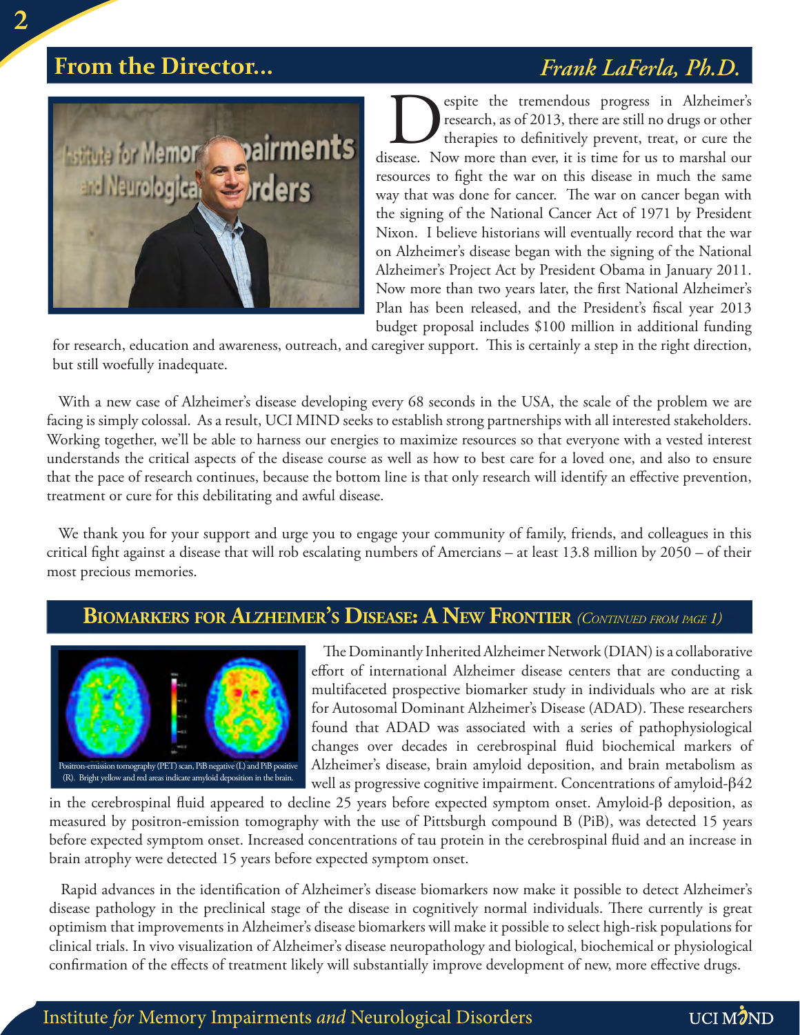## From the Director... *Frank LaFerla, Ph.D.*

Despite the tremendous progress in Alzheimer's research, as of 2013, there are still no drugs or other therapies to definitively prevent, treat, or cure the disease. Now more than ever, it is time for us to marshal our resources to fight the war on this disease in much the same way that was done for cancer. The war on cancer began with the signing of the National Cancer Act of 1971 by President Nixon. I believe historians will eventually record that the war on Alzheimer's disease began with the signing of the National Alzheimer's Project Act by President Obama in January 2011. Now more than two years later, the first National Alzheimer's Plan has been released, and the President's fiscal year 2013 budget proposal includes $100 million in additional funding for research, education and awareness, outreach, and caregiver support. This is certainly a step in the right direction, but still woefully inadequate.

With a new case of Alzheimer's disease developing every 68 seconds in the USA, the scale of the problem we are facing is simply colossal. As a result, UCI MIND seeks to establish strong partnerships with all interested stakeholders. Working together, we'll be able to harness our energies to maximize resources so that everyone with a vested interest understands the critical aspects of the disease course as well as how to best care for a loved one, and also to ensure that the pace of research continues, because the bottom line is that only research will identify an effective prevention, treatment or cure for this debilitating and awful disease.

We thank you for your support and urge you to engage your community of family, friends, and colleagues in this critical fight against a disease that will rob escalating numbers of Amercians – at least 13.8 million by 2050 – of their most precious memories.

## Biomarkers for Alzheimer's Disease: A New Frontier *(Continued from page 1)*

Positron-emission tomography (PET) scan, PiB negative (L) and PiB positive (R). Bright yellow and red areas indicate amyloid deposition in the brain.

The Dominantly Inherited Alzheimer Network (DIAN) is a collaborative effort of international Alzheimer disease centers that are conducting a multifaceted prospective biomarker study in individuals who are at risk for Autosomal Dominant Alzheimer's Disease (ADAD). These researchers found that ADAD was associated with a series of pathophysiological changes over decades in cerebrospinal fluid biochemical markers of Alzheimer's disease, brain amyloid deposition, and brain metabolism as well as progressive cognitive impairment. Concentrations of amyloid-β42 in the cerebrospinal fluid appeared to decline 25 years before expected symptom onset. Amyloid-β deposition, as measured by positron-emission tomography with the use of Pittsburgh compound B (PiB), was detected 15 years before expected symptom onset. Increased concentrations of tau protein in the cerebrospinal fluid and an increase in brain atrophy were detected 15 years before expected symptom onset.

Rapid advances in the identification of Alzheimer's disease biomarkers now make it possible to detect Alzheimer's disease pathology in the preclinical stage of the disease in cognitively normal individuals. There currently is great optimism that improvements in Alzheimer's disease biomarkers will make it possible to select high-risk populations for clinical trials. In vivo visualization of Alzheimer's disease neuropathology and biological, biochemical or physiological confirmation of the effects of treatment likely will substantially improve development of new, more effective drugs.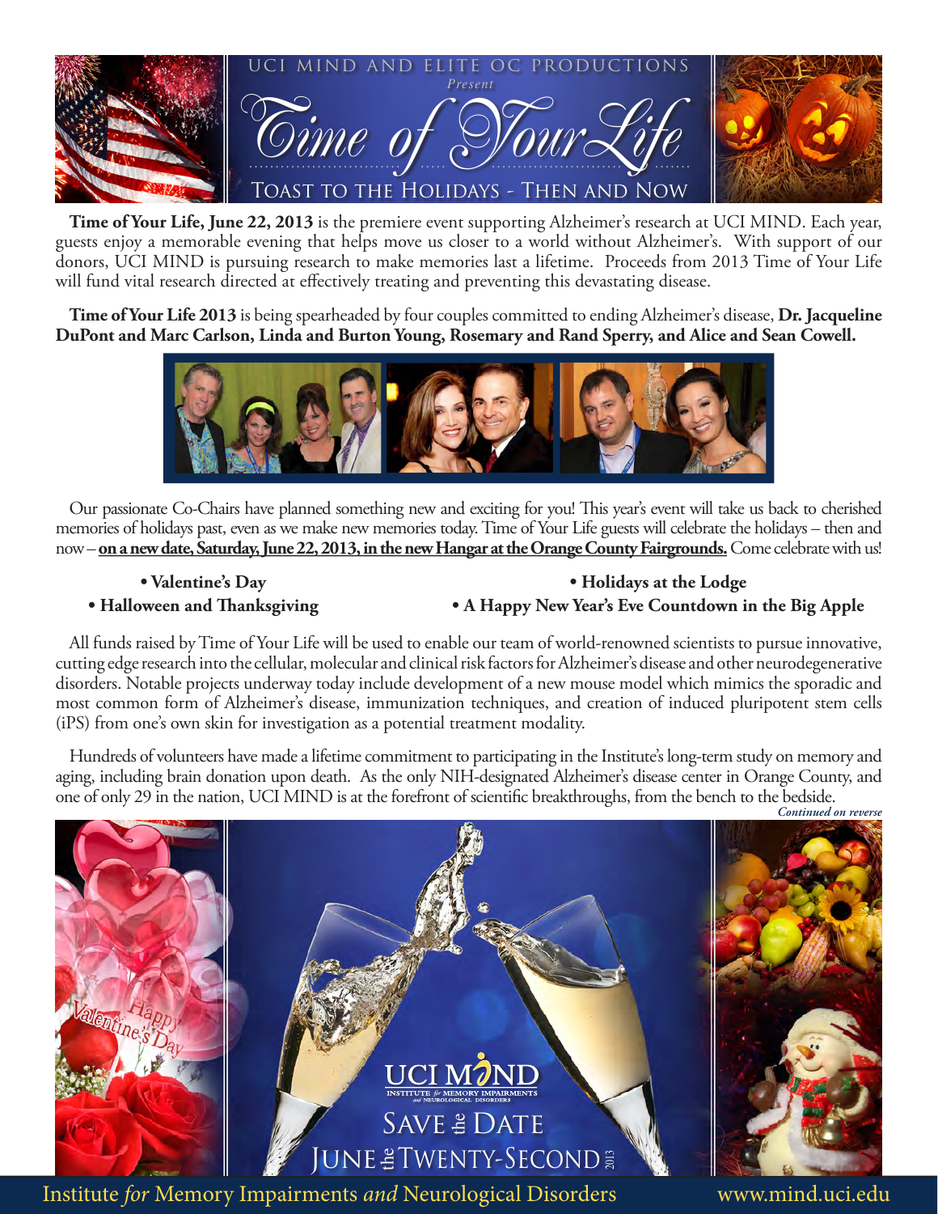UCI MIND AND ELITE OC PRODUCTIONS

*Present*

# Time of Your Life

TOAST TO THE HOLIDAYS - THEN AND NOW

**Time of Your Life, June 22, 2013** is the premiere event supporting Alzheimer's research at UCI MIND. Each year, guests enjoy a memorable evening that helps move us closer to a world without Alzheimer's. With support of our donors, UCI MIND is pursuing research to make memories last a lifetime. Proceeds from 2013 Time of Your Life will fund vital research directed at effectively treating and preventing this devastating disease.

**Time of Your Life 2013** is being spearheaded by four couples committed to ending Alzheimer's disease, **Dr. Jacqueline DuPont and Marc Carlson, Linda and Burton Young, Rosemary and Rand Sperry, and Alice and Sean Cowell.**

Our passionate Co-Chairs have planned something new and exciting for you! This year's event will take us back to cherished memories of holidays past, even as we make new memories today. Time of Your Life guests will celebrate the holidays – then and now – **on a new date, Saturday, June 22, 2013, in the new Hangar at the Orange County Fairgrounds.** Come celebrate with us!

- **Valentine's Day**
- **Halloween and Thanksgiving**
- **Holidays at the Lodge**
- **A Happy New Year's Eve Countdown in the Big Apple**

All funds raised by Time of Your Life will be used to enable our team of world-renowned scientists to pursue innovative, cutting edge research into the cellular, molecular and clinical risk factors for Alzheimer's disease and other neurodegenerative disorders. Notable projects underway today include development of a new mouse model which mimics the sporadic and most common form of Alzheimer's disease, immunization techniques, and creation of induced pluripotent stem cells (iPS) from one's own skin for investigation as a potential treatment modality.

Hundreds of volunteers have made a lifetime commitment to participating in the Institute's long-term study on memory and aging, including brain donation upon death. As the only NIH-designated Alzheimer's disease center in Orange County, and one of only 29 in the nation, UCI MIND is at the forefront of scientific breakthroughs, from the bench to the bedside.

*Continued on reverse*

Happy Valentine's Day

UCI MIND
INSTITUTE *for* MEMORY IMPAIRMENTS *and* NEUROLOGICAL DISORDERS

SAVE the DATE

JUNE the TWENTY-SECOND 2013

Institute *for* Memory Impairments *and* Neurological Disorders www.mind.uci.edu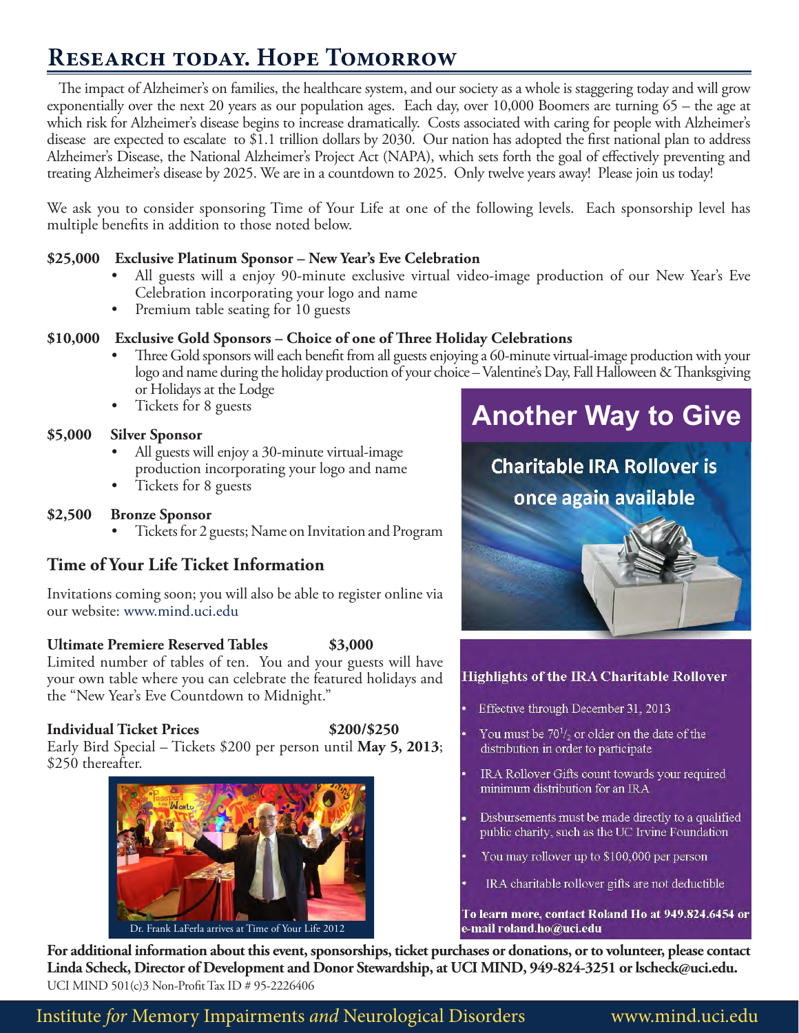# Research today. Hope Tomorrow

The impact of Alzheimer's on families, the healthcare system, and our society as a whole is staggering today and will grow exponentially over the next 20 years as our population ages. Each day, over 10,000 Boomers are turning 65 – the age at which risk for Alzheimer's disease begins to increase dramatically. Costs associated with caring for people with Alzheimer's disease are expected to escalate to $1.1 trillion dollars by 2030. Our nation has adopted the first national plan to address Alzheimer's Disease, the National Alzheimer's Project Act (NAPA), which sets forth the goal of effectively preventing and treating Alzheimer's disease by 2025. We are in a countdown to 2025. Only twelve years away! Please join us today!

We ask you to consider sponsoring Time of Your Life at one of the following levels. Each sponsorship level has multiple benefits in addition to those noted below.

**$25,000 Exclusive Platinum Sponsor – New Year's Eve Celebration**

- All guests will a enjoy 90-minute exclusive virtual video-image production of our New Year's Eve Celebration incorporating your logo and name
- Premium table seating for 10 guests

**$10,000 Exclusive Gold Sponsors – Choice of one of Three Holiday Celebrations**

- Three Gold sponsors will each benefit from all guests enjoying a 60-minute virtual-image production with your logo and name during the holiday production of your choice – Valentine's Day, Fall Halloween & Thanksgiving or Holidays at the Lodge
- Tickets for 8 guests

**$5,000 Silver Sponsor**

- All guests will enjoy a 30-minute virtual-image production incorporating your logo and name
- Tickets for 8 guests

**$2,500 Bronze Sponsor**

- Tickets for 2 guests; Name on Invitation and Program

## Time of Your Life Ticket Information

Invitations coming soon; you will also be able to register online via our website: www.mind.uci.edu

**Ultimate Premiere Reserved Tables $3,000**

Limited number of tables of ten. You and your guests will have your own table where you can celebrate the featured holidays and the "New Year's Eve Countdown to Midnight."

**Individual Ticket Prices $200/$250**

Early Bird Special – Tickets $200 per person until **May 5, 2013**; $250 thereafter.

Dr. Frank LaFerla arrives at Time of Your Life 2012

## Another Way to Give

**Charitable IRA Rollover is once again available**

**Highlights of the IRA Charitable Rollover**

- Effective through December 31, 2013
- You must be 70½ or older on the date of the distribution in order to participate
- IRA Rollover Gifts count towards your required minimum distribution for an IRA
- Disbursements must be made directly to a qualified public charity, such as the UC Irvine Foundation
- You may rollover up to $100,000 per person
- IRA charitable rollover gifts are not deductible

**To learn more, contact Roland Ho at 949.824.6454 or e-mail roland.ho@uci.edu**

**For additional information about this event, sponsorships, ticket purchases or donations, or to volunteer, please contact Linda Scheck, Director of Development and Donor Stewardship, at UCI MIND, 949-824-3251 or lscheck@uci.edu.**

UCI MIND 501(c)3 Non-Profit Tax ID # 95-2226406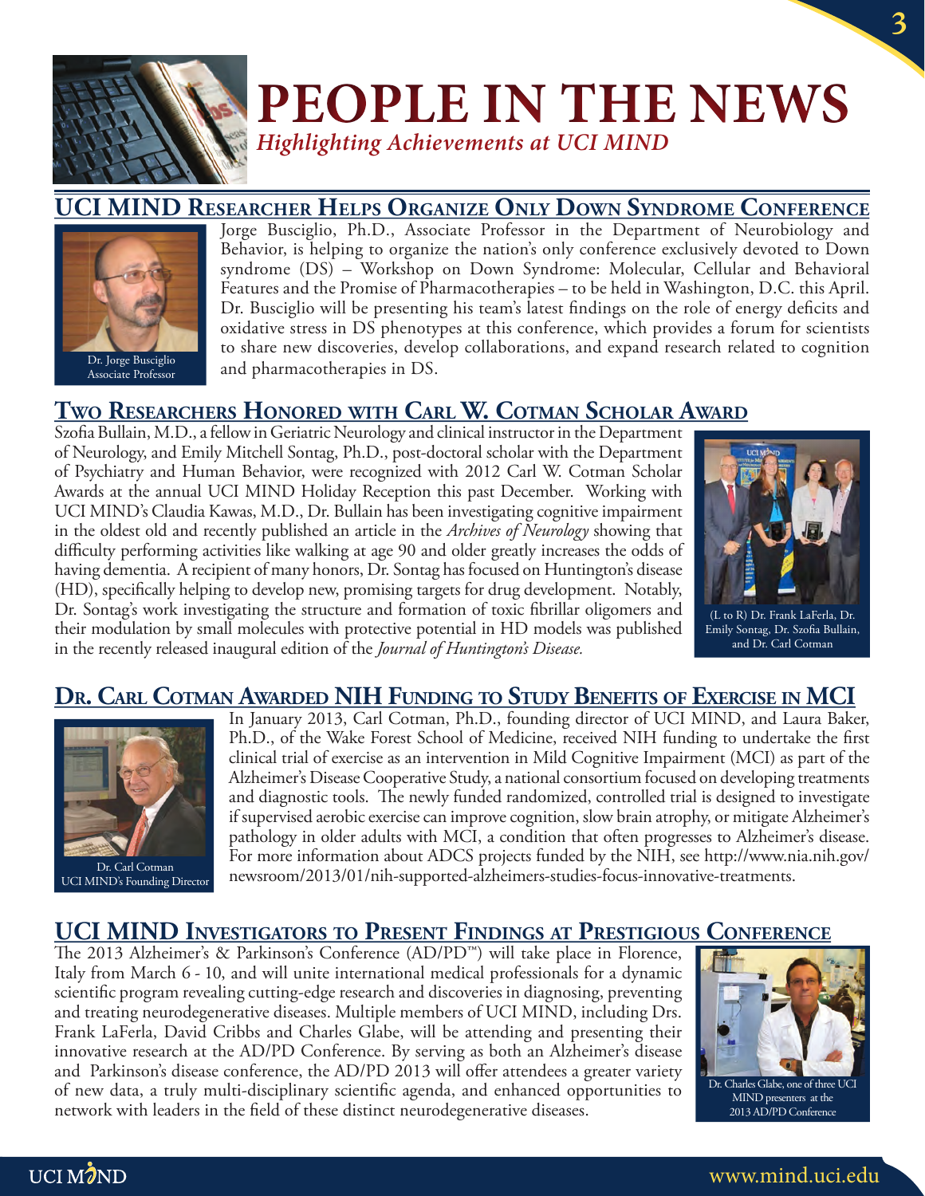# PEOPLE IN THE NEWS

*Highlighting Achievements at UCI MIND*

## UCI MIND Researcher Helps Organize Only Down Syndrome Conference

Dr. Jorge Busciglio
Associate Professor

Jorge Busciglio, Ph.D., Associate Professor in the Department of Neurobiology and Behavior, is helping to organize the nation's only conference exclusively devoted to Down syndrome (DS) – Workshop on Down Syndrome: Molecular, Cellular and Behavioral Features and the Promise of Pharmacotherapies – to be held in Washington, D.C. this April. Dr. Busciglio will be presenting his team's latest findings on the role of energy deficits and oxidative stress in DS phenotypes at this conference, which provides a forum for scientists to share new discoveries, develop collaborations, and expand research related to cognition and pharmacotherapies in DS.

## Two Researchers Honored with Carl W. Cotman Scholar Award

Szofia Bullain, M.D., a fellow in Geriatric Neurology and clinical instructor in the Department of Neurology, and Emily Mitchell Sontag, Ph.D., post-doctoral scholar with the Department of Psychiatry and Human Behavior, were recognized with 2012 Carl W. Cotman Scholar Awards at the annual UCI MIND Holiday Reception this past December. Working with UCI MIND's Claudia Kawas, M.D., Dr. Bullain has been investigating cognitive impairment in the oldest old and recently published an article in the *Archives of Neurology* showing that difficulty performing activities like walking at age 90 and older greatly increases the odds of having dementia. A recipient of many honors, Dr. Sontag has focused on Huntington's disease (HD), specifically helping to develop new, promising targets for drug development. Notably, Dr. Sontag's work investigating the structure and formation of toxic fibrillar oligomers and their modulation by small molecules with protective potential in HD models was published in the recently released inaugural edition of the *Journal of Huntington's Disease.*

(L to R) Dr. Frank LaFerla, Dr. Emily Sontag, Dr. Szofia Bullain, and Dr. Carl Cotman

## Dr. Carl Cotman Awarded NIH Funding to Study Benefits of Exercise in MCI

Dr. Carl Cotman
UCI MIND's Founding Director

In January 2013, Carl Cotman, Ph.D., founding director of UCI MIND, and Laura Baker, Ph.D., of the Wake Forest School of Medicine, received NIH funding to undertake the first clinical trial of exercise as an intervention in Mild Cognitive Impairment (MCI) as part of the Alzheimer's Disease Cooperative Study, a national consortium focused on developing treatments and diagnostic tools. The newly funded randomized, controlled trial is designed to investigate if supervised aerobic exercise can improve cognition, slow brain atrophy, or mitigate Alzheimer's pathology in older adults with MCI, a condition that often progresses to Alzheimer's disease. For more information about ADCS projects funded by the NIH, see http://www.nia.nih.gov/newsroom/2013/01/nih-supported-alzheimers-studies-focus-innovative-treatments.

## UCI MIND Investigators to Present Findings at Prestigious Conference

The 2013 Alzheimer's & Parkinson's Conference (AD/PD™) will take place in Florence, Italy from March 6 - 10, and will unite international medical professionals for a dynamic scientific program revealing cutting-edge research and discoveries in diagnosing, preventing and treating neurodegenerative diseases. Multiple members of UCI MIND, including Drs. Frank LaFerla, David Cribbs and Charles Glabe, will be attending and presenting their innovative research at the AD/PD Conference. By serving as both an Alzheimer's disease and Parkinson's disease conference, the AD/PD 2013 will offer attendees a greater variety of new data, a truly multi-disciplinary scientific agenda, and enhanced opportunities to network with leaders in the field of these distinct neurodegenerative diseases.

Dr. Charles Glabe, one of three UCI MIND presenters at the 2013 AD/PD Conference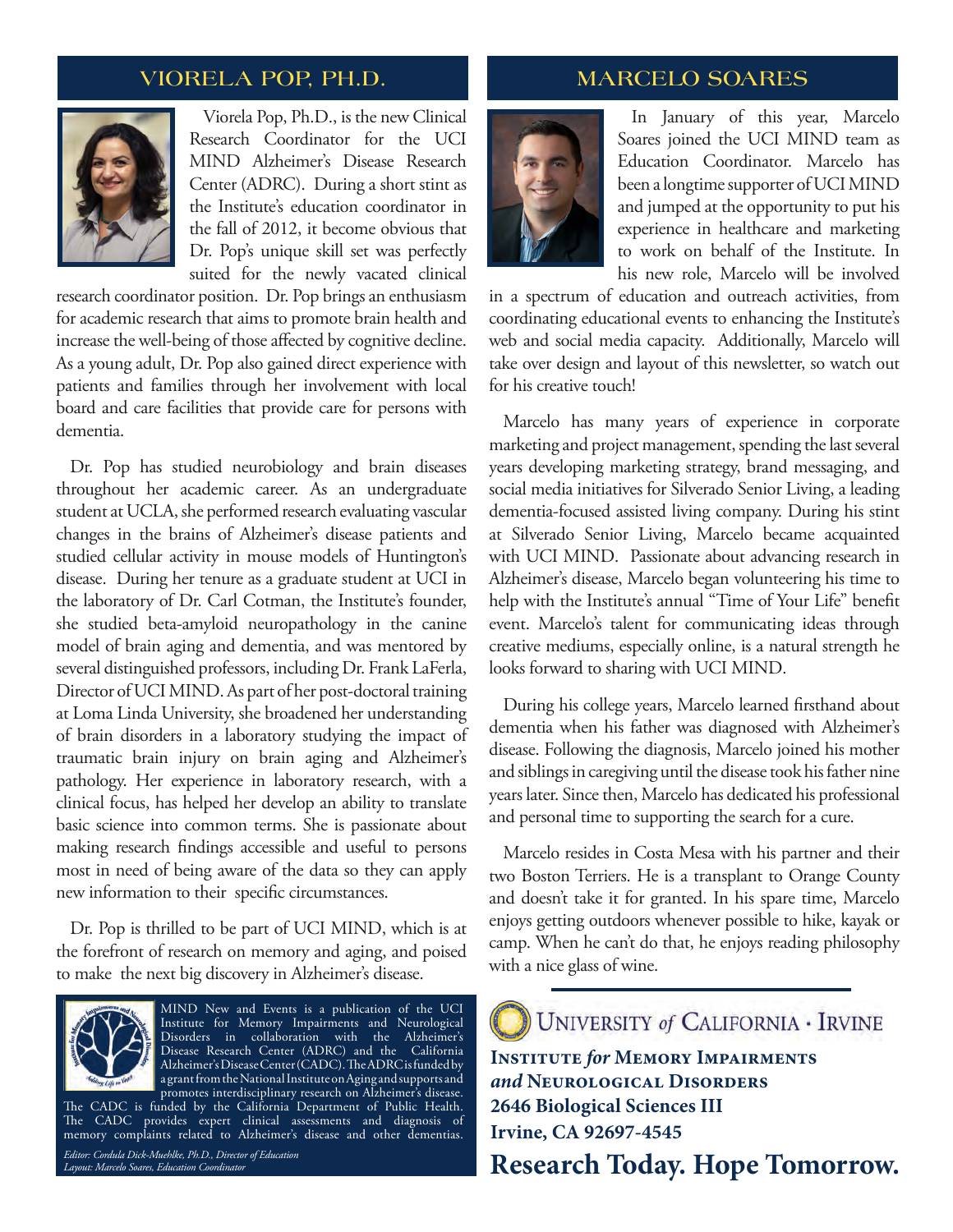## VIORELA POP, PH.D.

Viorela Pop, Ph.D., is the new Clinical Research Coordinator for the UCI MIND Alzheimer's Disease Research Center (ADRC). During a short stint as the Institute's education coordinator in the fall of 2012, it become obvious that Dr. Pop's unique skill set was perfectly suited for the newly vacated clinical research coordinator position. Dr. Pop brings an enthusiasm for academic research that aims to promote brain health and increase the well-being of those affected by cognitive decline. As a young adult, Dr. Pop also gained direct experience with patients and families through her involvement with local board and care facilities that provide care for persons with dementia.

Dr. Pop has studied neurobiology and brain diseases throughout her academic career. As an undergraduate student at UCLA, she performed research evaluating vascular changes in the brains of Alzheimer's disease patients and studied cellular activity in mouse models of Huntington's disease. During her tenure as a graduate student at UCI in the laboratory of Dr. Carl Cotman, the Institute's founder, she studied beta-amyloid neuropathology in the canine model of brain aging and dementia, and was mentored by several distinguished professors, including Dr. Frank LaFerla, Director of UCI MIND. As part of her post-doctoral training at Loma Linda University, she broadened her understanding of brain disorders in a laboratory studying the impact of traumatic brain injury on brain aging and Alzheimer's pathology. Her experience in laboratory research, with a clinical focus, has helped her develop an ability to translate basic science into common terms. She is passionate about making research findings accessible and useful to persons most in need of being aware of the data so they can apply new information to their specific circumstances.

Dr. Pop is thrilled to be part of UCI MIND, which is at the forefront of research on memory and aging, and poised to make the next big discovery in Alzheimer's disease.

## MARCELO SOARES

In January of this year, Marcelo Soares joined the UCI MIND team as Education Coordinator. Marcelo has been a longtime supporter of UCI MIND and jumped at the opportunity to put his experience in healthcare and marketing to work on behalf of the Institute. In his new role, Marcelo will be involved in a spectrum of education and outreach activities, from coordinating educational events to enhancing the Institute's web and social media capacity. Additionally, Marcelo will take over design and layout of this newsletter, so watch out for his creative touch!

Marcelo has many years of experience in corporate marketing and project management, spending the last several years developing marketing strategy, brand messaging, and social media initiatives for Silverado Senior Living, a leading dementia-focused assisted living company. During his stint at Silverado Senior Living, Marcelo became acquainted with UCI MIND. Passionate about advancing research in Alzheimer's disease, Marcelo began volunteering his time to help with the Institute's annual "Time of Your Life" benefit event. Marcelo's talent for communicating ideas through creative mediums, especially online, is a natural strength he looks forward to sharing with UCI MIND.

During his college years, Marcelo learned firsthand about dementia when his father was diagnosed with Alzheimer's disease. Following the diagnosis, Marcelo joined his mother and siblings in caregiving until the disease took his father nine years later. Since then, Marcelo has dedicated his professional and personal time to supporting the search for a cure.

Marcelo resides in Costa Mesa with his partner and their two Boston Terriers. He is a transplant to Orange County and doesn't take it for granted. In his spare time, Marcelo enjoys getting outdoors whenever possible to hike, kayak or camp. When he can't do that, he enjoys reading philosophy with a nice glass of wine.

---

MIND New and Events is a publication of the UCI Institute for Memory Impairments and Neurological Disorders in collaboration with the Alzheimer's Disease Research Center (ADRC) and the California Alzheimer's Disease Center (CADC). The ADRC is funded by a grant from the National Institute on Aging and supports and promotes interdisciplinary research on Alzheimer's disease. The CADC is funded by the California Department of Public Health. The CADC provides expert clinical assessments and diagnosis of memory complaints related to Alzheimer's disease and other dementias.

*Editor: Cordula Dick-Muehlke, Ph.D., Director of Education*
*Layout: Marcelo Soares, Education Coordinator*

UNIVERSITY *of* CALIFORNIA · IRVINE

**INSTITUTE *for* MEMORY IMPAIRMENTS *and* NEUROLOGICAL DISORDERS**
**2646 Biological Sciences III**
**Irvine, CA 92697-4545**

**Research Today. Hope Tomorrow.**